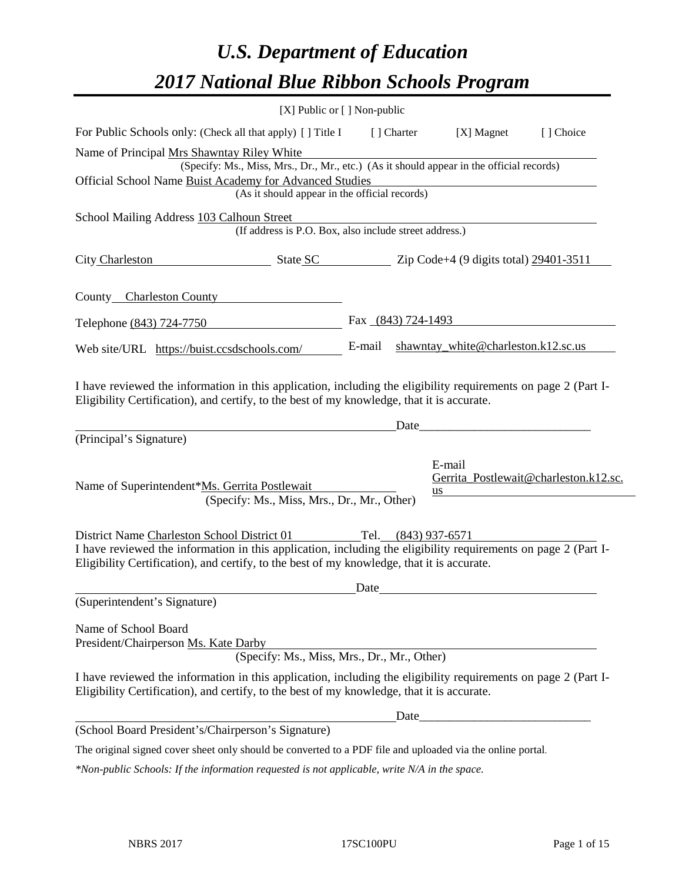# *U.S. Department of Education*

# *2017 National Blue Ribbon Schools Program*

[X] Public or [ ] Non-public

For Public Schools only: (Check all that apply) [ ] Title I [ ] Charter [X] Magnet [ ] Choice

Name of Principal Mrs Shawntay Riley White
(Specify: Ms., Miss, Mrs., Dr., Mr., etc.) (As it should appear in the official records)

Official School Name Buist Academy for Advanced Studies
(As it should appear in the official records)

School Mailing Address 103 Calhoun Street
(If address is P.O. Box, also include street address.)

City Charleston State SC Zip Code+4 (9 digits total) 29401-3511

County Charleston County

Telephone (843) 724-7750 Fax (843) 724-1493

Web site/URL https://buist.ccsdschools.com/ E-mail shawntay_white@charleston.k12.sc.us

I have reviewed the information in this application, including the eligibility requirements on page 2 (Part I-Eligibility Certification), and certify, to the best of my knowledge, that it is accurate.

_________________________________________ Date_________________________
(Principal's Signature)

Name of Superintendent*Ms. Gerrita Postlewait
(Specify: Ms., Miss, Mrs., Dr., Mr., Other)
E-mail Gerrita_Postlewait@charleston.k12.sc.us

District Name Charleston School District 01 Tel. (843) 937-6571

I have reviewed the information in this application, including the eligibility requirements on page 2 (Part I-Eligibility Certification), and certify, to the best of my knowledge, that it is accurate.

_________________________________________ Date_________________________
(Superintendent's Signature)

Name of School Board
President/Chairperson Ms. Kate Darby
(Specify: Ms., Miss, Mrs., Dr., Mr., Other)

I have reviewed the information in this application, including the eligibility requirements on page 2 (Part I-Eligibility Certification), and certify, to the best of my knowledge, that it is accurate.

_________________________________________ Date_________________________
(School Board President's/Chairperson's Signature)

The original signed cover sheet only should be converted to a PDF file and uploaded via the online portal.

*\*Non-public Schools: If the information requested is not applicable, write N/A in the space.*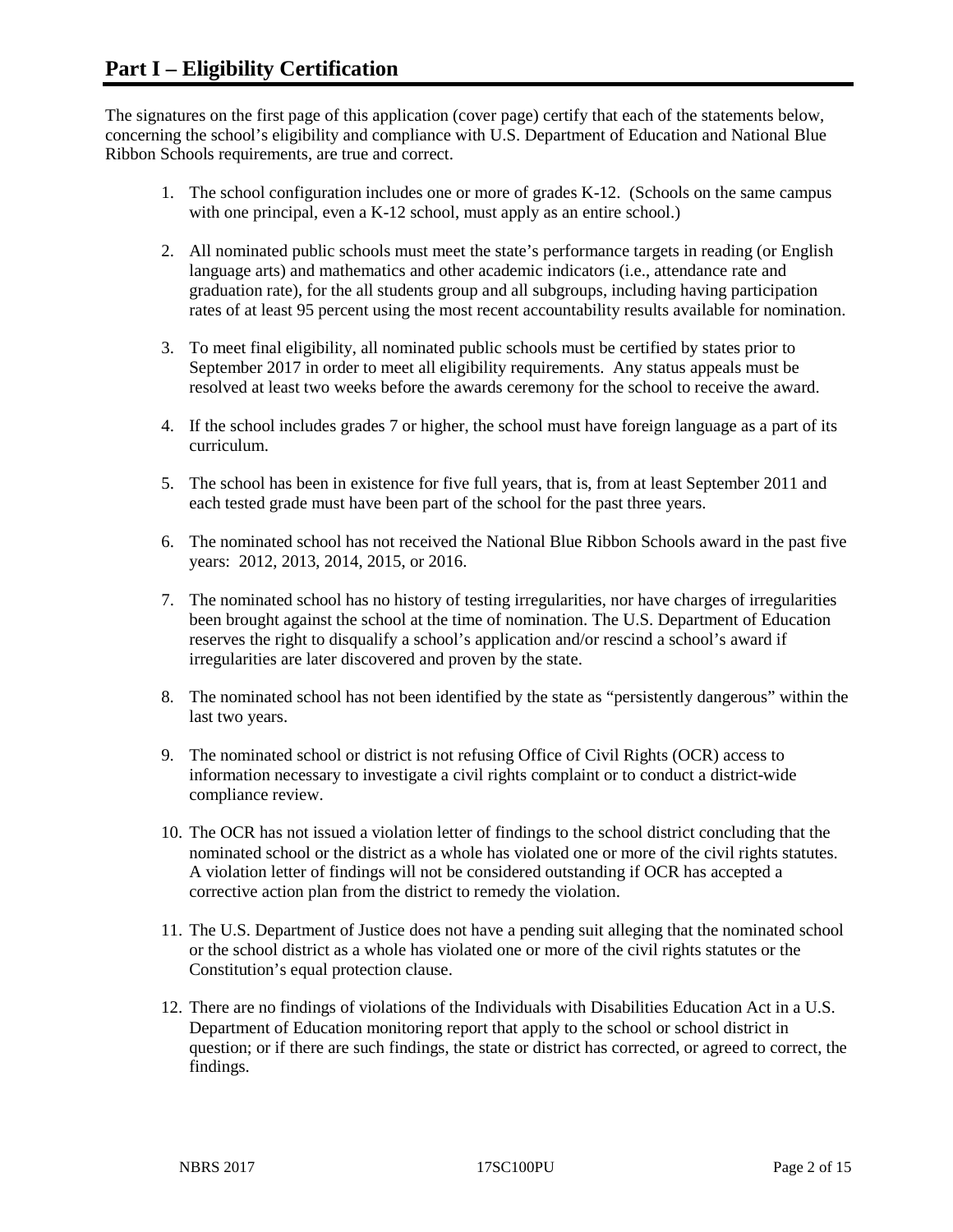# Part I – Eligibility Certification

The signatures on the first page of this application (cover page) certify that each of the statements below, concerning the school's eligibility and compliance with U.S. Department of Education and National Blue Ribbon Schools requirements, are true and correct.

1. The school configuration includes one or more of grades K-12. (Schools on the same campus with one principal, even a K-12 school, must apply as an entire school.)
2. All nominated public schools must meet the state's performance targets in reading (or English language arts) and mathematics and other academic indicators (i.e., attendance rate and graduation rate), for the all students group and all subgroups, including having participation rates of at least 95 percent using the most recent accountability results available for nomination.
3. To meet final eligibility, all nominated public schools must be certified by states prior to September 2017 in order to meet all eligibility requirements. Any status appeals must be resolved at least two weeks before the awards ceremony for the school to receive the award.
4. If the school includes grades 7 or higher, the school must have foreign language as a part of its curriculum.
5. The school has been in existence for five full years, that is, from at least September 2011 and each tested grade must have been part of the school for the past three years.
6. The nominated school has not received the National Blue Ribbon Schools award in the past five years: 2012, 2013, 2014, 2015, or 2016.
7. The nominated school has no history of testing irregularities, nor have charges of irregularities been brought against the school at the time of nomination. The U.S. Department of Education reserves the right to disqualify a school's application and/or rescind a school's award if irregularities are later discovered and proven by the state.
8. The nominated school has not been identified by the state as "persistently dangerous" within the last two years.
9. The nominated school or district is not refusing Office of Civil Rights (OCR) access to information necessary to investigate a civil rights complaint or to conduct a district-wide compliance review.
10. The OCR has not issued a violation letter of findings to the school district concluding that the nominated school or the district as a whole has violated one or more of the civil rights statutes. A violation letter of findings will not be considered outstanding if OCR has accepted a corrective action plan from the district to remedy the violation.
11. The U.S. Department of Justice does not have a pending suit alleging that the nominated school or the school district as a whole has violated one or more of the civil rights statutes or the Constitution's equal protection clause.
12. There are no findings of violations of the Individuals with Disabilities Education Act in a U.S. Department of Education monitoring report that apply to the school or school district in question; or if there are such findings, the state or district has corrected, or agreed to correct, the findings.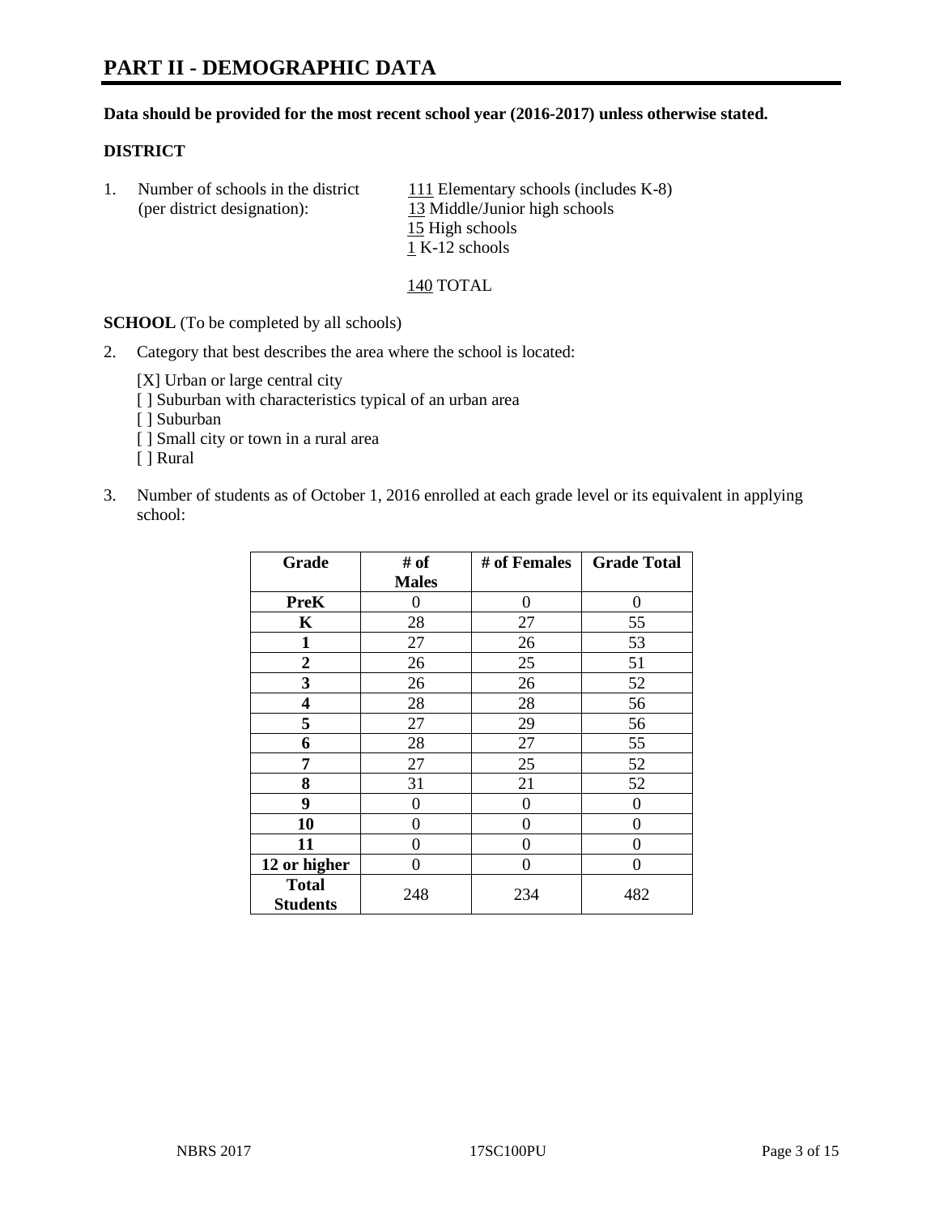# PART II - DEMOGRAPHIC DATA

**Data should be provided for the most recent school year (2016-2017) unless otherwise stated.**

**DISTRICT**

1. Number of schools in the district (per district designation):
   111 Elementary schools (includes K-8)
   13 Middle/Junior high schools
   15 High schools
   1 K-12 schools

   140 TOTAL

**SCHOOL** (To be completed by all schools)

2. Category that best describes the area where the school is located:

   [X] Urban or large central city
   [ ] Suburban with characteristics typical of an urban area
   [ ] Suburban
   [ ] Small city or town in a rural area
   [ ] Rural

3. Number of students as of October 1, 2016 enrolled at each grade level or its equivalent in applying school:

| Grade | # of Males | # of Females | Grade Total |
|---|---|---|---|
| **PreK** | 0 | 0 | 0 |
| **K** | 28 | 27 | 55 |
| **1** | 27 | 26 | 53 |
| **2** | 26 | 25 | 51 |
| **3** | 26 | 26 | 52 |
| **4** | 28 | 28 | 56 |
| **5** | 27 | 29 | 56 |
| **6** | 28 | 27 | 55 |
| **7** | 27 | 25 | 52 |
| **8** | 31 | 21 | 52 |
| **9** | 0 | 0 | 0 |
| **10** | 0 | 0 | 0 |
| **11** | 0 | 0 | 0 |
| **12 or higher** | 0 | 0 | 0 |
| **Total Students** | 248 | 234 | 482 |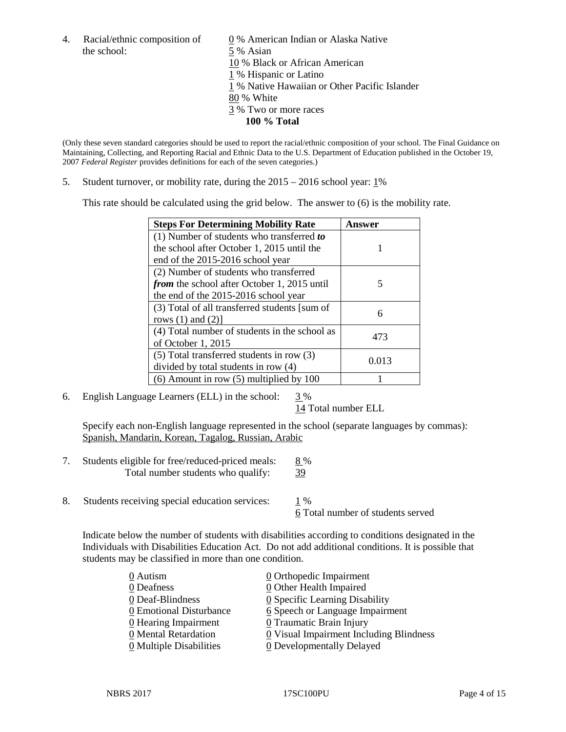4. Racial/ethnic composition of the school:

0 % American Indian or Alaska Native
5 % Asian
10 % Black or African American
1 % Hispanic or Latino
1 % Native Hawaiian or Other Pacific Islander
80 % White
3 % Two or more races
**100 % Total**

(Only these seven standard categories should be used to report the racial/ethnic composition of your school. The Final Guidance on Maintaining, Collecting, and Reporting Racial and Ethnic Data to the U.S. Department of Education published in the October 19, 2007 *Federal Register* provides definitions for each of the seven categories.)

5. Student turnover, or mobility rate, during the 2015 – 2016 school year: 1%

This rate should be calculated using the grid below. The answer to (6) is the mobility rate.

| **Steps For Determining Mobility Rate** | **Answer** |
|---|---|
| (1) Number of students who transferred ***to*** the school after October 1, 2015 until the end of the 2015-2016 school year | 1 |
| (2) Number of students who transferred ***from*** the school after October 1, 2015 until the end of the 2015-2016 school year | 5 |
| (3) Total of all transferred students [sum of rows (1) and (2)] | 6 |
| (4) Total number of students in the school as of October 1, 2015 | 473 |
| (5) Total transferred students in row (3) divided by total students in row (4) | 0.013 |
| (6) Amount in row (5) multiplied by 100 | 1 |

6. English Language Learners (ELL) in the school: 3 %
14 Total number ELL

Specify each non-English language represented in the school (separate languages by commas):
Spanish, Mandarin, Korean, Tagalog, Russian, Arabic

7. Students eligible for free/reduced-priced meals: 8 %
Total number students who qualify: 39

8. Students receiving special education services: 1 %
6 Total number of students served

Indicate below the number of students with disabilities according to conditions designated in the Individuals with Disabilities Education Act. Do not add additional conditions. It is possible that students may be classified in more than one condition.

0 Autism
0 Deafness
0 Deaf-Blindness
0 Emotional Disturbance
0 Hearing Impairment
0 Mental Retardation
0 Multiple Disabilities
0 Orthopedic Impairment
0 Other Health Impaired
0 Specific Learning Disability
6 Speech or Language Impairment
0 Traumatic Brain Injury
0 Visual Impairment Including Blindness
0 Developmentally Delayed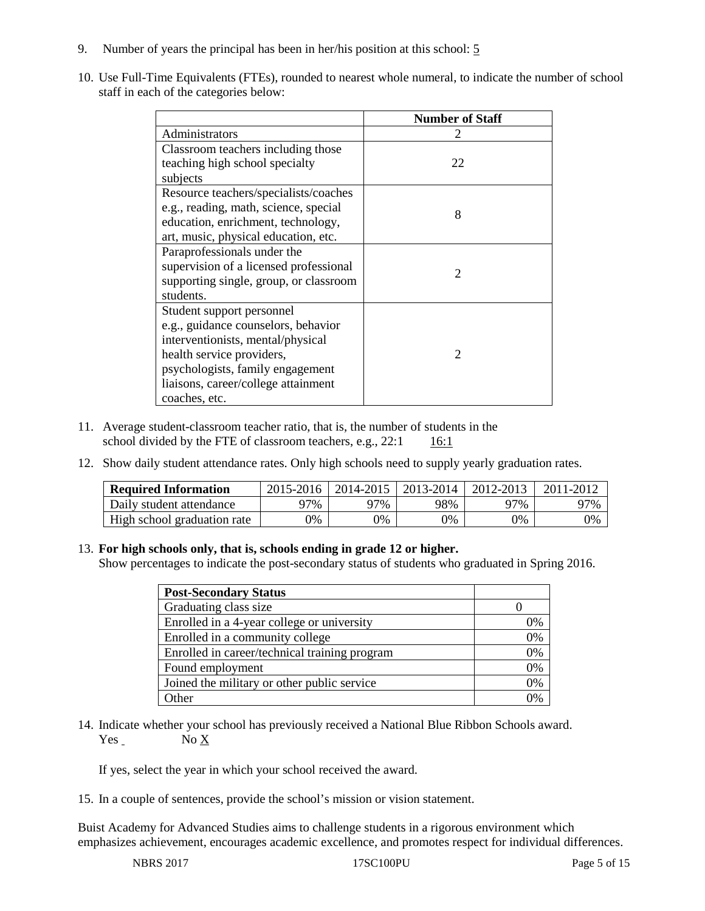9. Number of years the principal has been in her/his position at this school: 5

10. Use Full-Time Equivalents (FTEs), rounded to nearest whole numeral, to indicate the number of school staff in each of the categories below:

| | Number of Staff |
|---|---|
| Administrators | 2 |
| Classroom teachers including those teaching high school specialty subjects | 22 |
| Resource teachers/specialists/coaches e.g., reading, math, science, special education, enrichment, technology, art, music, physical education, etc. | 8 |
| Paraprofessionals under the supervision of a licensed professional supporting single, group, or classroom students. | 2 |
| Student support personnel e.g., guidance counselors, behavior interventionists, mental/physical health service providers, psychologists, family engagement liaisons, career/college attainment coaches, etc. | 2 |

11. Average student-classroom teacher ratio, that is, the number of students in the school divided by the FTE of classroom teachers, e.g., 22:1 16:1

12. Show daily student attendance rates. Only high schools need to supply yearly graduation rates.

| Required Information | 2015-2016 | 2014-2015 | 2013-2014 | 2012-2013 | 2011-2012 |
|---|---|---|---|---|---|
| Daily student attendance | 97% | 97% | 98% | 97% | 97% |
| High school graduation rate | 0% | 0% | 0% | 0% | 0% |

13. **For high schools only, that is, schools ending in grade 12 or higher.**
Show percentages to indicate the post-secondary status of students who graduated in Spring 2016.

| Post-Secondary Status | |
|---|---|
| Graduating class size | 0 |
| Enrolled in a 4-year college or university | 0% |
| Enrolled in a community college | 0% |
| Enrolled in career/technical training program | 0% |
| Found employment | 0% |
| Joined the military or other public service | 0% |
| Other | 0% |

14. Indicate whether your school has previously received a National Blue Ribbon Schools award.
Yes No X

If yes, select the year in which your school received the award.

15. In a couple of sentences, provide the school's mission or vision statement.

Buist Academy for Advanced Studies aims to challenge students in a rigorous environment which emphasizes achievement, encourages academic excellence, and promotes respect for individual differences.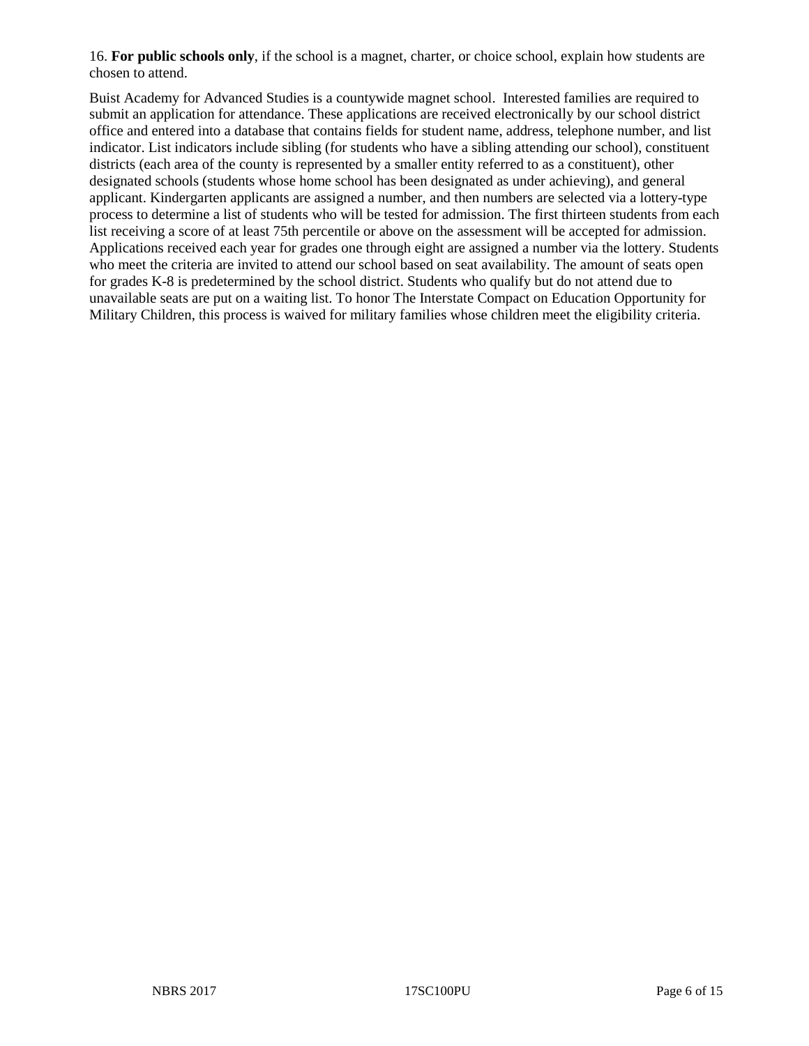16. **For public schools only**, if the school is a magnet, charter, or choice school, explain how students are chosen to attend.

Buist Academy for Advanced Studies is a countywide magnet school. Interested families are required to submit an application for attendance. These applications are received electronically by our school district office and entered into a database that contains fields for student name, address, telephone number, and list indicator. List indicators include sibling (for students who have a sibling attending our school), constituent districts (each area of the county is represented by a smaller entity referred to as a constituent), other designated schools (students whose home school has been designated as under achieving), and general applicant. Kindergarten applicants are assigned a number, and then numbers are selected via a lottery-type process to determine a list of students who will be tested for admission. The first thirteen students from each list receiving a score of at least 75th percentile or above on the assessment will be accepted for admission. Applications received each year for grades one through eight are assigned a number via the lottery. Students who meet the criteria are invited to attend our school based on seat availability. The amount of seats open for grades K-8 is predetermined by the school district. Students who qualify but do not attend due to unavailable seats are put on a waiting list. To honor The Interstate Compact on Education Opportunity for Military Children, this process is waived for military families whose children meet the eligibility criteria.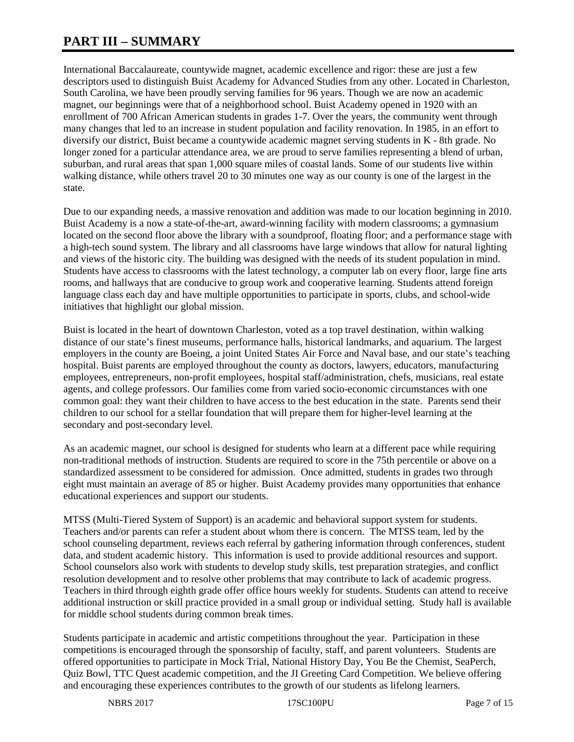# PART III – SUMMARY

International Baccalaureate, countywide magnet, academic excellence and rigor: these are just a few descriptors used to distinguish Buist Academy for Advanced Studies from any other. Located in Charleston, South Carolina, we have been proudly serving families for 96 years. Though we are now an academic magnet, our beginnings were that of a neighborhood school. Buist Academy opened in 1920 with an enrollment of 700 African American students in grades 1-7. Over the years, the community went through many changes that led to an increase in student population and facility renovation. In 1985, in an effort to diversify our district, Buist became a countywide academic magnet serving students in K - 8th grade. No longer zoned for a particular attendance area, we are proud to serve families representing a blend of urban, suburban, and rural areas that span 1,000 square miles of coastal lands. Some of our students live within walking distance, while others travel 20 to 30 minutes one way as our county is one of the largest in the state.

Due to our expanding needs, a massive renovation and addition was made to our location beginning in 2010. Buist Academy is a now a state-of-the-art, award-winning facility with modern classrooms; a gymnasium located on the second floor above the library with a soundproof, floating floor; and a performance stage with a high-tech sound system. The library and all classrooms have large windows that allow for natural lighting and views of the historic city. The building was designed with the needs of its student population in mind. Students have access to classrooms with the latest technology, a computer lab on every floor, large fine arts rooms, and hallways that are conducive to group work and cooperative learning. Students attend foreign language class each day and have multiple opportunities to participate in sports, clubs, and school-wide initiatives that highlight our global mission.

Buist is located in the heart of downtown Charleston, voted as a top travel destination, within walking distance of our state's finest museums, performance halls, historical landmarks, and aquarium. The largest employers in the county are Boeing, a joint United States Air Force and Naval base, and our state's teaching hospital. Buist parents are employed throughout the county as doctors, lawyers, educators, manufacturing employees, entrepreneurs, non-profit employees, hospital staff/administration, chefs, musicians, real estate agents, and college professors. Our families come from varied socio-economic circumstances with one common goal: they want their children to have access to the best education in the state. Parents send their children to our school for a stellar foundation that will prepare them for higher-level learning at the secondary and post-secondary level.

As an academic magnet, our school is designed for students who learn at a different pace while requiring non-traditional methods of instruction. Students are required to score in the 75th percentile or above on a standardized assessment to be considered for admission. Once admitted, students in grades two through eight must maintain an average of 85 or higher. Buist Academy provides many opportunities that enhance educational experiences and support our students.

MTSS (Multi-Tiered System of Support) is an academic and behavioral support system for students. Teachers and/or parents can refer a student about whom there is concern. The MTSS team, led by the school counseling department, reviews each referral by gathering information through conferences, student data, and student academic history. This information is used to provide additional resources and support. School counselors also work with students to develop study skills, test preparation strategies, and conflict resolution development and to resolve other problems that may contribute to lack of academic progress. Teachers in third through eighth grade offer office hours weekly for students. Students can attend to receive additional instruction or skill practice provided in a small group or individual setting. Study hall is available for middle school students during common break times.

Students participate in academic and artistic competitions throughout the year. Participation in these competitions is encouraged through the sponsorship of faculty, staff, and parent volunteers. Students are offered opportunities to participate in Mock Trial, National History Day, You Be the Chemist, SeaPerch, Quiz Bowl, TTC Quest academic competition, and the JI Greeting Card Competition. We believe offering and encouraging these experiences contributes to the growth of our students as lifelong learners.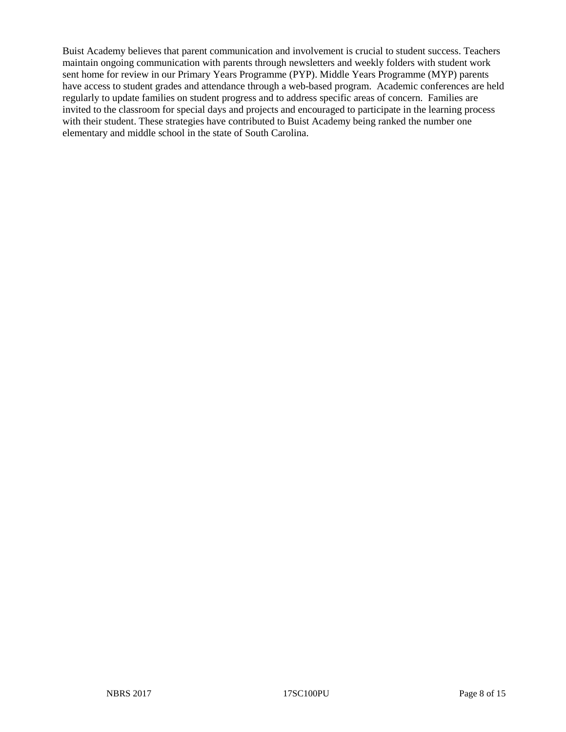Buist Academy believes that parent communication and involvement is crucial to student success. Teachers maintain ongoing communication with parents through newsletters and weekly folders with student work sent home for review in our Primary Years Programme (PYP). Middle Years Programme (MYP) parents have access to student grades and attendance through a web-based program. Academic conferences are held regularly to update families on student progress and to address specific areas of concern. Families are invited to the classroom for special days and projects and encouraged to participate in the learning process with their student. These strategies have contributed to Buist Academy being ranked the number one elementary and middle school in the state of South Carolina.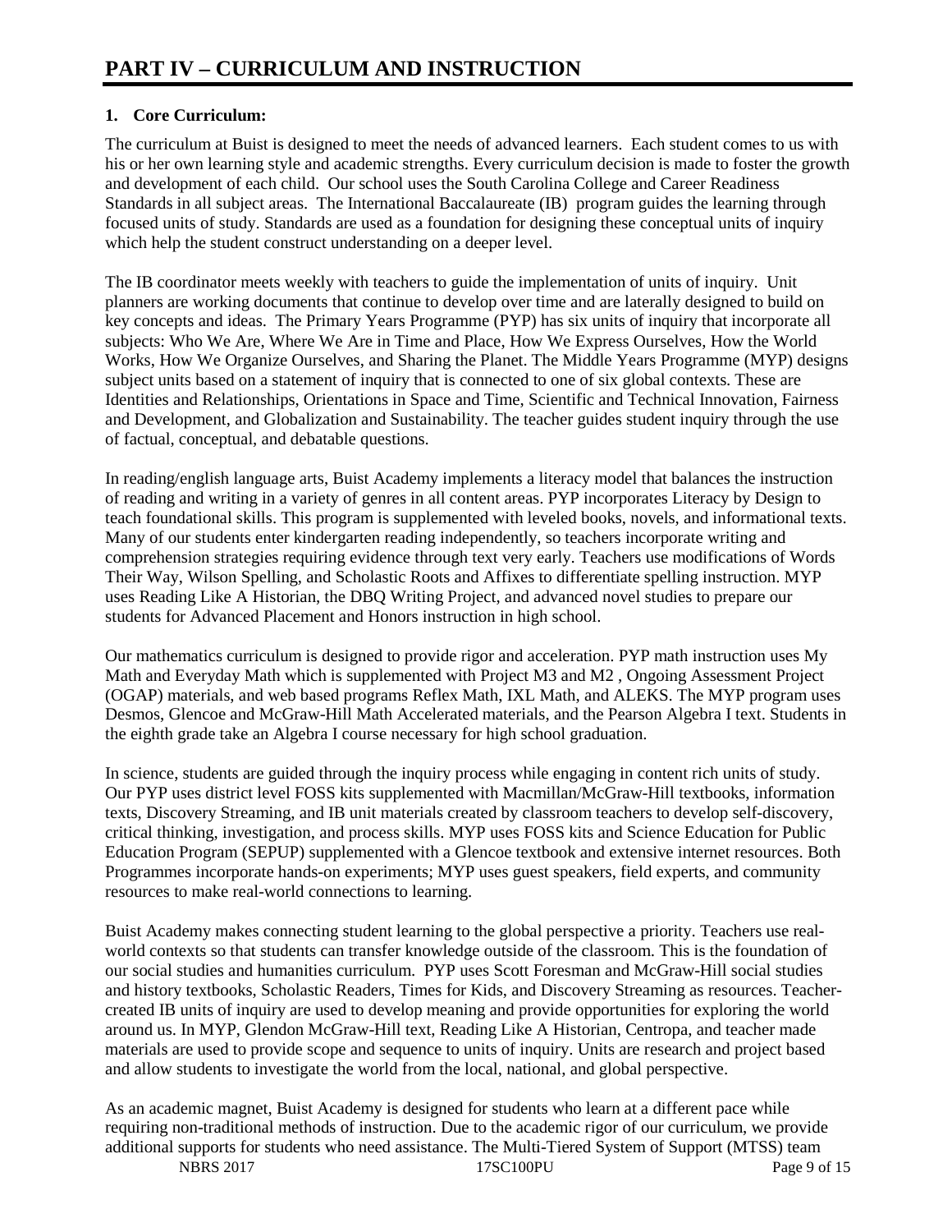# PART IV – CURRICULUM AND INSTRUCTION

**1. Core Curriculum:**

The curriculum at Buist is designed to meet the needs of advanced learners. Each student comes to us with his or her own learning style and academic strengths. Every curriculum decision is made to foster the growth and development of each child. Our school uses the South Carolina College and Career Readiness Standards in all subject areas. The International Baccalaureate (IB) program guides the learning through focused units of study. Standards are used as a foundation for designing these conceptual units of inquiry which help the student construct understanding on a deeper level.

The IB coordinator meets weekly with teachers to guide the implementation of units of inquiry. Unit planners are working documents that continue to develop over time and are laterally designed to build on key concepts and ideas. The Primary Years Programme (PYP) has six units of inquiry that incorporate all subjects: Who We Are, Where We Are in Time and Place, How We Express Ourselves, How the World Works, How We Organize Ourselves, and Sharing the Planet. The Middle Years Programme (MYP) designs subject units based on a statement of inquiry that is connected to one of six global contexts. These are Identities and Relationships, Orientations in Space and Time, Scientific and Technical Innovation, Fairness and Development, and Globalization and Sustainability. The teacher guides student inquiry through the use of factual, conceptual, and debatable questions.

In reading/english language arts, Buist Academy implements a literacy model that balances the instruction of reading and writing in a variety of genres in all content areas. PYP incorporates Literacy by Design to teach foundational skills. This program is supplemented with leveled books, novels, and informational texts. Many of our students enter kindergarten reading independently, so teachers incorporate writing and comprehension strategies requiring evidence through text very early. Teachers use modifications of Words Their Way, Wilson Spelling, and Scholastic Roots and Affixes to differentiate spelling instruction. MYP uses Reading Like A Historian, the DBQ Writing Project, and advanced novel studies to prepare our students for Advanced Placement and Honors instruction in high school.

Our mathematics curriculum is designed to provide rigor and acceleration. PYP math instruction uses My Math and Everyday Math which is supplemented with Project M3 and M2 , Ongoing Assessment Project (OGAP) materials, and web based programs Reflex Math, IXL Math, and ALEKS. The MYP program uses Desmos, Glencoe and McGraw-Hill Math Accelerated materials, and the Pearson Algebra I text. Students in the eighth grade take an Algebra I course necessary for high school graduation.

In science, students are guided through the inquiry process while engaging in content rich units of study. Our PYP uses district level FOSS kits supplemented with Macmillan/McGraw-Hill textbooks, information texts, Discovery Streaming, and IB unit materials created by classroom teachers to develop self-discovery, critical thinking, investigation, and process skills. MYP uses FOSS kits and Science Education for Public Education Program (SEPUP) supplemented with a Glencoe textbook and extensive internet resources. Both Programmes incorporate hands-on experiments; MYP uses guest speakers, field experts, and community resources to make real-world connections to learning.

Buist Academy makes connecting student learning to the global perspective a priority. Teachers use real-world contexts so that students can transfer knowledge outside of the classroom. This is the foundation of our social studies and humanities curriculum. PYP uses Scott Foresman and McGraw-Hill social studies and history textbooks, Scholastic Readers, Times for Kids, and Discovery Streaming as resources. Teacher-created IB units of inquiry are used to develop meaning and provide opportunities for exploring the world around us. In MYP, Glendon McGraw-Hill text, Reading Like A Historian, Centropa, and teacher made materials are used to provide scope and sequence to units of inquiry. Units are research and project based and allow students to investigate the world from the local, national, and global perspective.

As an academic magnet, Buist Academy is designed for students who learn at a different pace while requiring non-traditional methods of instruction. Due to the academic rigor of our curriculum, we provide additional supports for students who need assistance. The Multi-Tiered System of Support (MTSS) team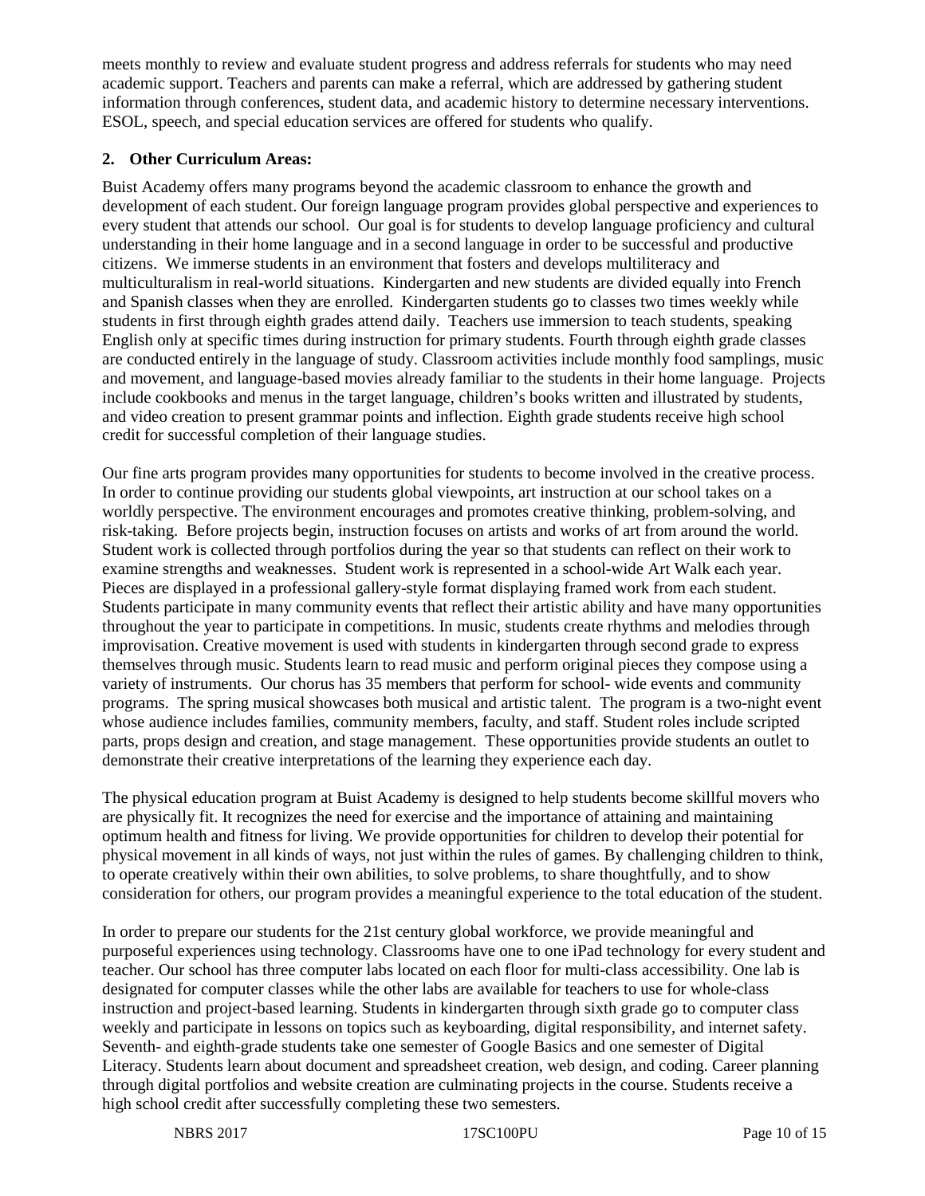meets monthly to review and evaluate student progress and address referrals for students who may need academic support. Teachers and parents can make a referral, which are addressed by gathering student information through conferences, student data, and academic history to determine necessary interventions. ESOL, speech, and special education services are offered for students who qualify.

**2. Other Curriculum Areas:**

Buist Academy offers many programs beyond the academic classroom to enhance the growth and development of each student. Our foreign language program provides global perspective and experiences to every student that attends our school. Our goal is for students to develop language proficiency and cultural understanding in their home language and in a second language in order to be successful and productive citizens. We immerse students in an environment that fosters and develops multiliteracy and multiculturalism in real-world situations. Kindergarten and new students are divided equally into French and Spanish classes when they are enrolled. Kindergarten students go to classes two times weekly while students in first through eighth grades attend daily. Teachers use immersion to teach students, speaking English only at specific times during instruction for primary students. Fourth through eighth grade classes are conducted entirely in the language of study. Classroom activities include monthly food samplings, music and movement, and language-based movies already familiar to the students in their home language. Projects include cookbooks and menus in the target language, children's books written and illustrated by students, and video creation to present grammar points and inflection. Eighth grade students receive high school credit for successful completion of their language studies.

Our fine arts program provides many opportunities for students to become involved in the creative process. In order to continue providing our students global viewpoints, art instruction at our school takes on a worldly perspective. The environment encourages and promotes creative thinking, problem-solving, and risk-taking. Before projects begin, instruction focuses on artists and works of art from around the world. Student work is collected through portfolios during the year so that students can reflect on their work to examine strengths and weaknesses. Student work is represented in a school-wide Art Walk each year. Pieces are displayed in a professional gallery-style format displaying framed work from each student. Students participate in many community events that reflect their artistic ability and have many opportunities throughout the year to participate in competitions. In music, students create rhythms and melodies through improvisation. Creative movement is used with students in kindergarten through second grade to express themselves through music. Students learn to read music and perform original pieces they compose using a variety of instruments. Our chorus has 35 members that perform for school- wide events and community programs. The spring musical showcases both musical and artistic talent. The program is a two-night event whose audience includes families, community members, faculty, and staff. Student roles include scripted parts, props design and creation, and stage management. These opportunities provide students an outlet to demonstrate their creative interpretations of the learning they experience each day.

The physical education program at Buist Academy is designed to help students become skillful movers who are physically fit. It recognizes the need for exercise and the importance of attaining and maintaining optimum health and fitness for living. We provide opportunities for children to develop their potential for physical movement in all kinds of ways, not just within the rules of games. By challenging children to think, to operate creatively within their own abilities, to solve problems, to share thoughtfully, and to show consideration for others, our program provides a meaningful experience to the total education of the student.

In order to prepare our students for the 21st century global workforce, we provide meaningful and purposeful experiences using technology. Classrooms have one to one iPad technology for every student and teacher. Our school has three computer labs located on each floor for multi-class accessibility. One lab is designated for computer classes while the other labs are available for teachers to use for whole-class instruction and project-based learning. Students in kindergarten through sixth grade go to computer class weekly and participate in lessons on topics such as keyboarding, digital responsibility, and internet safety. Seventh- and eighth-grade students take one semester of Google Basics and one semester of Digital Literacy. Students learn about document and spreadsheet creation, web design, and coding. Career planning through digital portfolios and website creation are culminating projects in the course. Students receive a high school credit after successfully completing these two semesters.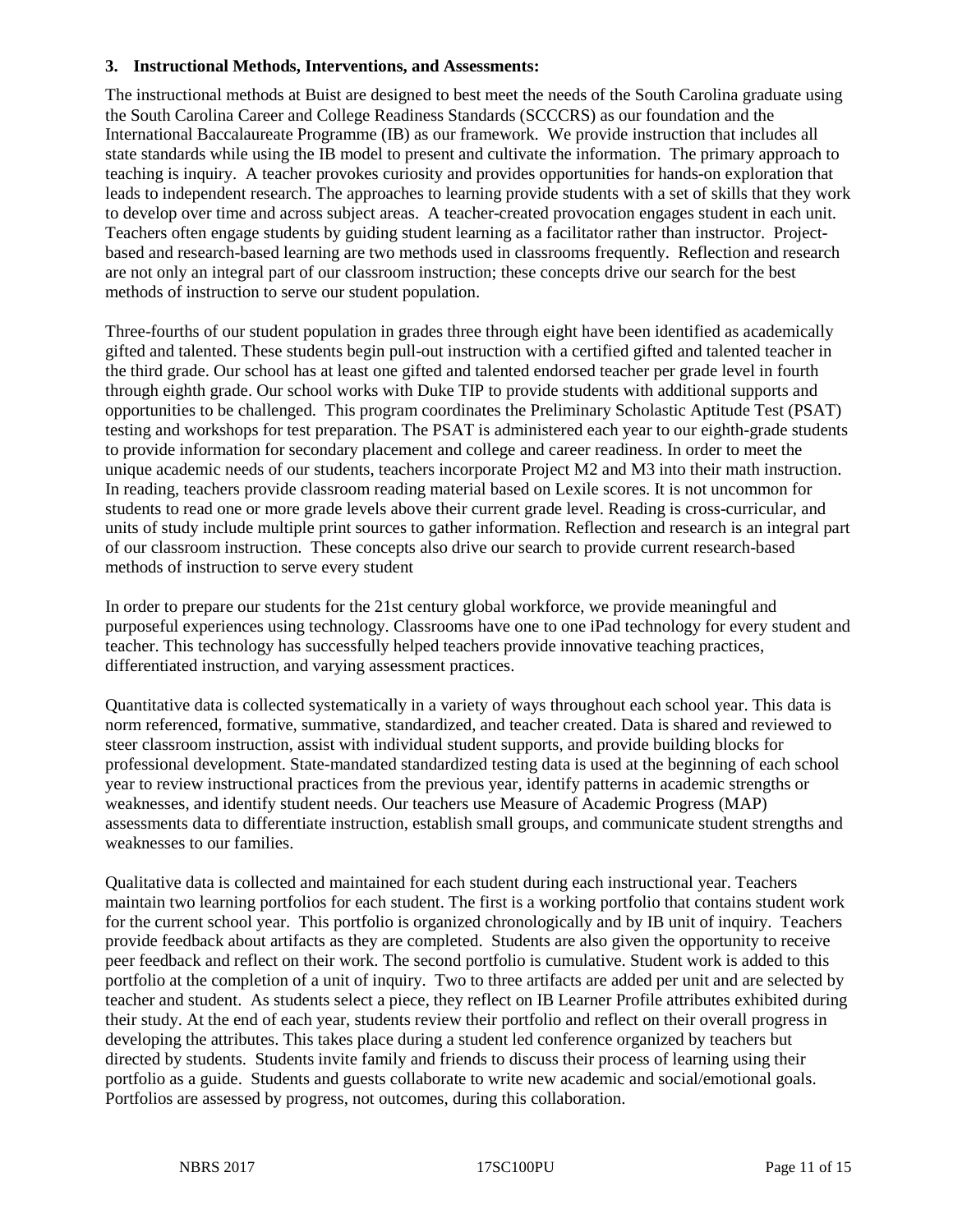**3. Instructional Methods, Interventions, and Assessments:**

The instructional methods at Buist are designed to best meet the needs of the South Carolina graduate using the South Carolina Career and College Readiness Standards (SCCCRS) as our foundation and the International Baccalaureate Programme (IB) as our framework. We provide instruction that includes all state standards while using the IB model to present and cultivate the information. The primary approach to teaching is inquiry. A teacher provokes curiosity and provides opportunities for hands-on exploration that leads to independent research. The approaches to learning provide students with a set of skills that they work to develop over time and across subject areas. A teacher-created provocation engages student in each unit. Teachers often engage students by guiding student learning as a facilitator rather than instructor. Project-based and research-based learning are two methods used in classrooms frequently. Reflection and research are not only an integral part of our classroom instruction; these concepts drive our search for the best methods of instruction to serve our student population.

Three-fourths of our student population in grades three through eight have been identified as academically gifted and talented. These students begin pull-out instruction with a certified gifted and talented teacher in the third grade. Our school has at least one gifted and talented endorsed teacher per grade level in fourth through eighth grade. Our school works with Duke TIP to provide students with additional supports and opportunities to be challenged. This program coordinates the Preliminary Scholastic Aptitude Test (PSAT) testing and workshops for test preparation. The PSAT is administered each year to our eighth-grade students to provide information for secondary placement and college and career readiness. In order to meet the unique academic needs of our students, teachers incorporate Project M2 and M3 into their math instruction. In reading, teachers provide classroom reading material based on Lexile scores. It is not uncommon for students to read one or more grade levels above their current grade level. Reading is cross-curricular, and units of study include multiple print sources to gather information. Reflection and research is an integral part of our classroom instruction. These concepts also drive our search to provide current research-based methods of instruction to serve every student

In order to prepare our students for the 21st century global workforce, we provide meaningful and purposeful experiences using technology. Classrooms have one to one iPad technology for every student and teacher. This technology has successfully helped teachers provide innovative teaching practices, differentiated instruction, and varying assessment practices.

Quantitative data is collected systematically in a variety of ways throughout each school year. This data is norm referenced, formative, summative, standardized, and teacher created. Data is shared and reviewed to steer classroom instruction, assist with individual student supports, and provide building blocks for professional development. State-mandated standardized testing data is used at the beginning of each school year to review instructional practices from the previous year, identify patterns in academic strengths or weaknesses, and identify student needs. Our teachers use Measure of Academic Progress (MAP) assessments data to differentiate instruction, establish small groups, and communicate student strengths and weaknesses to our families.

Qualitative data is collected and maintained for each student during each instructional year. Teachers maintain two learning portfolios for each student. The first is a working portfolio that contains student work for the current school year. This portfolio is organized chronologically and by IB unit of inquiry. Teachers provide feedback about artifacts as they are completed. Students are also given the opportunity to receive peer feedback and reflect on their work. The second portfolio is cumulative. Student work is added to this portfolio at the completion of a unit of inquiry. Two to three artifacts are added per unit and are selected by teacher and student. As students select a piece, they reflect on IB Learner Profile attributes exhibited during their study. At the end of each year, students review their portfolio and reflect on their overall progress in developing the attributes. This takes place during a student led conference organized by teachers but directed by students. Students invite family and friends to discuss their process of learning using their portfolio as a guide. Students and guests collaborate to write new academic and social/emotional goals. Portfolios are assessed by progress, not outcomes, during this collaboration.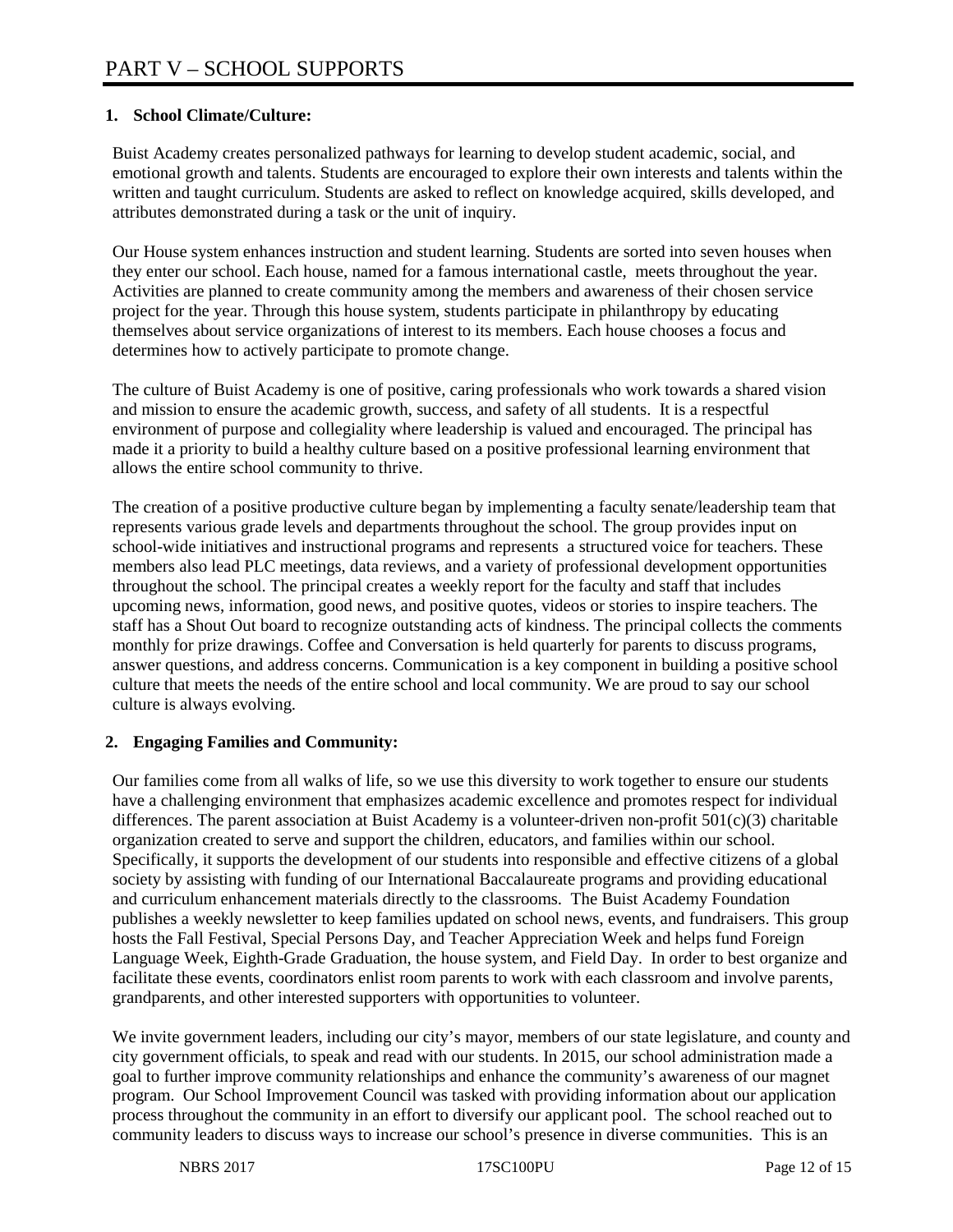# PART V – SCHOOL SUPPORTS

**1. School Climate/Culture:**

Buist Academy creates personalized pathways for learning to develop student academic, social, and emotional growth and talents. Students are encouraged to explore their own interests and talents within the written and taught curriculum. Students are asked to reflect on knowledge acquired, skills developed, and attributes demonstrated during a task or the unit of inquiry.

Our House system enhances instruction and student learning. Students are sorted into seven houses when they enter our school. Each house, named for a famous international castle, meets throughout the year. Activities are planned to create community among the members and awareness of their chosen service project for the year. Through this house system, students participate in philanthropy by educating themselves about service organizations of interest to its members. Each house chooses a focus and determines how to actively participate to promote change.

The culture of Buist Academy is one of positive, caring professionals who work towards a shared vision and mission to ensure the academic growth, success, and safety of all students. It is a respectful environment of purpose and collegiality where leadership is valued and encouraged. The principal has made it a priority to build a healthy culture based on a positive professional learning environment that allows the entire school community to thrive.

The creation of a positive productive culture began by implementing a faculty senate/leadership team that represents various grade levels and departments throughout the school. The group provides input on school-wide initiatives and instructional programs and represents a structured voice for teachers. These members also lead PLC meetings, data reviews, and a variety of professional development opportunities throughout the school. The principal creates a weekly report for the faculty and staff that includes upcoming news, information, good news, and positive quotes, videos or stories to inspire teachers. The staff has a Shout Out board to recognize outstanding acts of kindness. The principal collects the comments monthly for prize drawings. Coffee and Conversation is held quarterly for parents to discuss programs, answer questions, and address concerns. Communication is a key component in building a positive school culture that meets the needs of the entire school and local community. We are proud to say our school culture is always evolving.

**2. Engaging Families and Community:**

Our families come from all walks of life, so we use this diversity to work together to ensure our students have a challenging environment that emphasizes academic excellence and promotes respect for individual differences. The parent association at Buist Academy is a volunteer-driven non-profit 501(c)(3) charitable organization created to serve and support the children, educators, and families within our school. Specifically, it supports the development of our students into responsible and effective citizens of a global society by assisting with funding of our International Baccalaureate programs and providing educational and curriculum enhancement materials directly to the classrooms. The Buist Academy Foundation publishes a weekly newsletter to keep families updated on school news, events, and fundraisers. This group hosts the Fall Festival, Special Persons Day, and Teacher Appreciation Week and helps fund Foreign Language Week, Eighth-Grade Graduation, the house system, and Field Day. In order to best organize and facilitate these events, coordinators enlist room parents to work with each classroom and involve parents, grandparents, and other interested supporters with opportunities to volunteer.

We invite government leaders, including our city's mayor, members of our state legislature, and county and city government officials, to speak and read with our students. In 2015, our school administration made a goal to further improve community relationships and enhance the community's awareness of our magnet program. Our School Improvement Council was tasked with providing information about our application process throughout the community in an effort to diversify our applicant pool. The school reached out to community leaders to discuss ways to increase our school's presence in diverse communities. This is an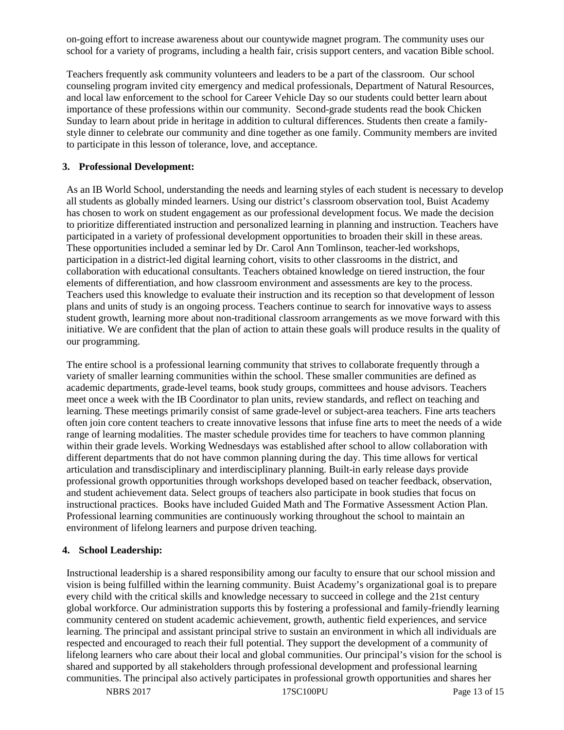on-going effort to increase awareness about our countywide magnet program. The community uses our school for a variety of programs, including a health fair, crisis support centers, and vacation Bible school.

Teachers frequently ask community volunteers and leaders to be a part of the classroom. Our school counseling program invited city emergency and medical professionals, Department of Natural Resources, and local law enforcement to the school for Career Vehicle Day so our students could better learn about importance of these professions within our community. Second-grade students read the book Chicken Sunday to learn about pride in heritage in addition to cultural differences. Students then create a family-style dinner to celebrate our community and dine together as one family. Community members are invited to participate in this lesson of tolerance, love, and acceptance.

**3. Professional Development:**

As an IB World School, understanding the needs and learning styles of each student is necessary to develop all students as globally minded learners. Using our district's classroom observation tool, Buist Academy has chosen to work on student engagement as our professional development focus. We made the decision to prioritize differentiated instruction and personalized learning in planning and instruction. Teachers have participated in a variety of professional development opportunities to broaden their skill in these areas. These opportunities included a seminar led by Dr. Carol Ann Tomlinson, teacher-led workshops, participation in a district-led digital learning cohort, visits to other classrooms in the district, and collaboration with educational consultants. Teachers obtained knowledge on tiered instruction, the four elements of differentiation, and how classroom environment and assessments are key to the process. Teachers used this knowledge to evaluate their instruction and its reception so that development of lesson plans and units of study is an ongoing process. Teachers continue to search for innovative ways to assess student growth, learning more about non-traditional classroom arrangements as we move forward with this initiative. We are confident that the plan of action to attain these goals will produce results in the quality of our programming.

The entire school is a professional learning community that strives to collaborate frequently through a variety of smaller learning communities within the school. These smaller communities are defined as academic departments, grade-level teams, book study groups, committees and house advisors. Teachers meet once a week with the IB Coordinator to plan units, review standards, and reflect on teaching and learning. These meetings primarily consist of same grade-level or subject-area teachers. Fine arts teachers often join core content teachers to create innovative lessons that infuse fine arts to meet the needs of a wide range of learning modalities. The master schedule provides time for teachers to have common planning within their grade levels. Working Wednesdays was established after school to allow collaboration with different departments that do not have common planning during the day. This time allows for vertical articulation and transdisciplinary and interdisciplinary planning. Built-in early release days provide professional growth opportunities through workshops developed based on teacher feedback, observation, and student achievement data. Select groups of teachers also participate in book studies that focus on instructional practices. Books have included Guided Math and The Formative Assessment Action Plan. Professional learning communities are continuously working throughout the school to maintain an environment of lifelong learners and purpose driven teaching.

**4. School Leadership:**

Instructional leadership is a shared responsibility among our faculty to ensure that our school mission and vision is being fulfilled within the learning community. Buist Academy's organizational goal is to prepare every child with the critical skills and knowledge necessary to succeed in college and the 21st century global workforce. Our administration supports this by fostering a professional and family-friendly learning community centered on student academic achievement, growth, authentic field experiences, and service learning. The principal and assistant principal strive to sustain an environment in which all individuals are respected and encouraged to reach their full potential. They support the development of a community of lifelong learners who care about their local and global communities. Our principal's vision for the school is shared and supported by all stakeholders through professional development and professional learning communities. The principal also actively participates in professional growth opportunities and shares her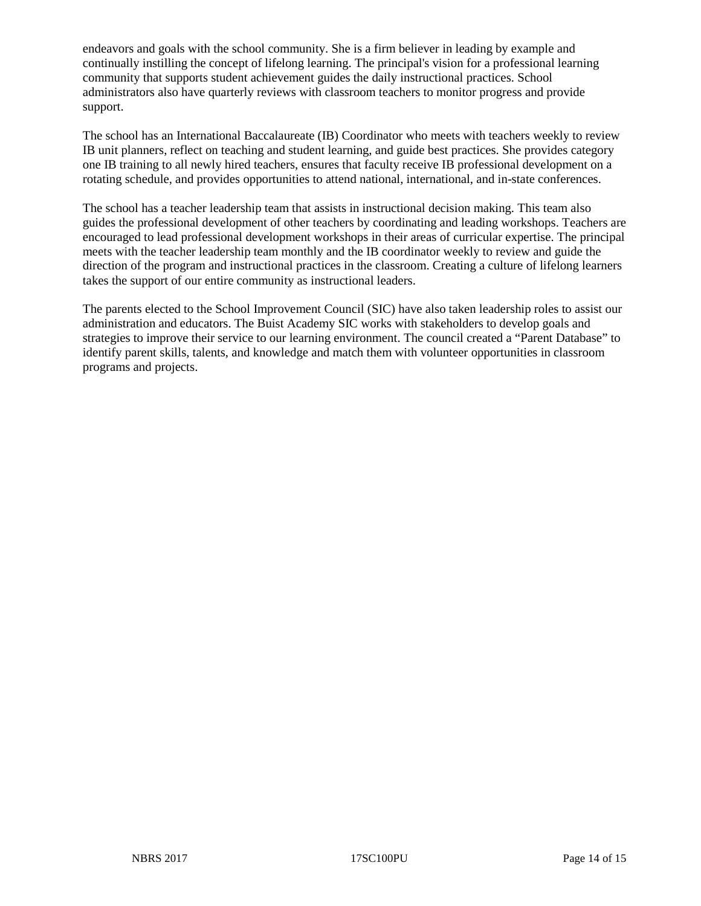endeavors and goals with the school community. She is a firm believer in leading by example and continually instilling the concept of lifelong learning. The principal's vision for a professional learning community that supports student achievement guides the daily instructional practices. School administrators also have quarterly reviews with classroom teachers to monitor progress and provide support.

The school has an International Baccalaureate (IB) Coordinator who meets with teachers weekly to review IB unit planners, reflect on teaching and student learning, and guide best practices. She provides category one IB training to all newly hired teachers, ensures that faculty receive IB professional development on a rotating schedule, and provides opportunities to attend national, international, and in-state conferences.

The school has a teacher leadership team that assists in instructional decision making. This team also guides the professional development of other teachers by coordinating and leading workshops. Teachers are encouraged to lead professional development workshops in their areas of curricular expertise. The principal meets with the teacher leadership team monthly and the IB coordinator weekly to review and guide the direction of the program and instructional practices in the classroom. Creating a culture of lifelong learners takes the support of our entire community as instructional leaders.

The parents elected to the School Improvement Council (SIC) have also taken leadership roles to assist our administration and educators. The Buist Academy SIC works with stakeholders to develop goals and strategies to improve their service to our learning environment. The council created a "Parent Database" to identify parent skills, talents, and knowledge and match them with volunteer opportunities in classroom programs and projects.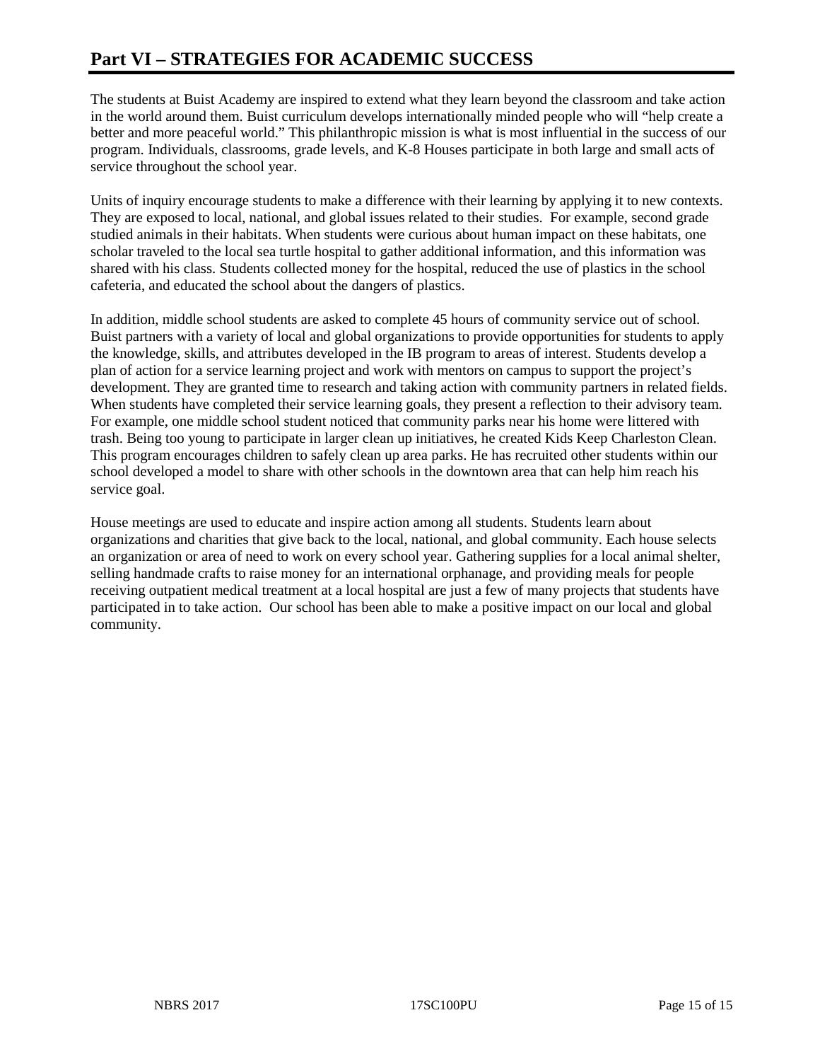# Part VI – STRATEGIES FOR ACADEMIC SUCCESS

The students at Buist Academy are inspired to extend what they learn beyond the classroom and take action in the world around them. Buist curriculum develops internationally minded people who will "help create a better and more peaceful world." This philanthropic mission is what is most influential in the success of our program. Individuals, classrooms, grade levels, and K-8 Houses participate in both large and small acts of service throughout the school year.

Units of inquiry encourage students to make a difference with their learning by applying it to new contexts. They are exposed to local, national, and global issues related to their studies. For example, second grade studied animals in their habitats. When students were curious about human impact on these habitats, one scholar traveled to the local sea turtle hospital to gather additional information, and this information was shared with his class. Students collected money for the hospital, reduced the use of plastics in the school cafeteria, and educated the school about the dangers of plastics.

In addition, middle school students are asked to complete 45 hours of community service out of school. Buist partners with a variety of local and global organizations to provide opportunities for students to apply the knowledge, skills, and attributes developed in the IB program to areas of interest. Students develop a plan of action for a service learning project and work with mentors on campus to support the project's development. They are granted time to research and taking action with community partners in related fields. When students have completed their service learning goals, they present a reflection to their advisory team. For example, one middle school student noticed that community parks near his home were littered with trash. Being too young to participate in larger clean up initiatives, he created Kids Keep Charleston Clean. This program encourages children to safely clean up area parks. He has recruited other students within our school developed a model to share with other schools in the downtown area that can help him reach his service goal.

House meetings are used to educate and inspire action among all students. Students learn about organizations and charities that give back to the local, national, and global community. Each house selects an organization or area of need to work on every school year. Gathering supplies for a local animal shelter, selling handmade crafts to raise money for an international orphanage, and providing meals for people receiving outpatient medical treatment at a local hospital are just a few of many projects that students have participated in to take action. Our school has been able to make a positive impact on our local and global community.